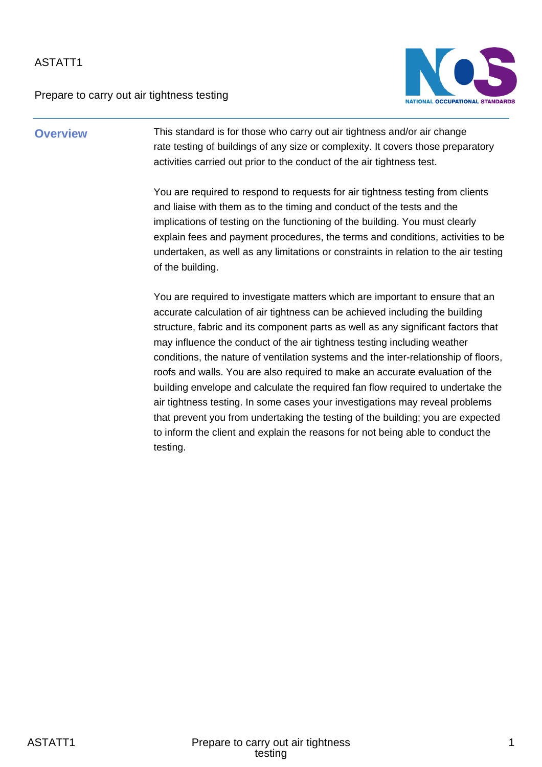ASTATT1

Prepare to carry out air tightness testing

## Overview

This standard is for those who carry out air tightness and/or air change rate testing of buildings of any size or complexity. It covers those preparatory activities carried out prior to the conduct of the air tightness test.

You are required to respond to requests for air tightness testing from clients and liaise with them as to the timing and conduct of the tests and the implications of testing on the functioning of the building. You must clearly explain fees and payment procedures, the terms and conditions, activities to be undertaken, as well as any limitations or constraints in relation to the air testing of the building.

You are required to investigate matters which are important to ensure that an accurate calculation of air tightness can be achieved including the building structure, fabric and its component parts as well as any significant factors that may influence the conduct of the air tightness testing including weather conditions, the nature of ventilation systems and the inter-relationship of floors, roofs and walls. You are also required to make an accurate evaluation of the building envelope and calculate the required fan flow required to undertake the air tightness testing. In some cases your investigations may reveal problems that prevent you from undertaking the testing of the building; you are expected to inform the client and explain the reasons for not being able to conduct the testing.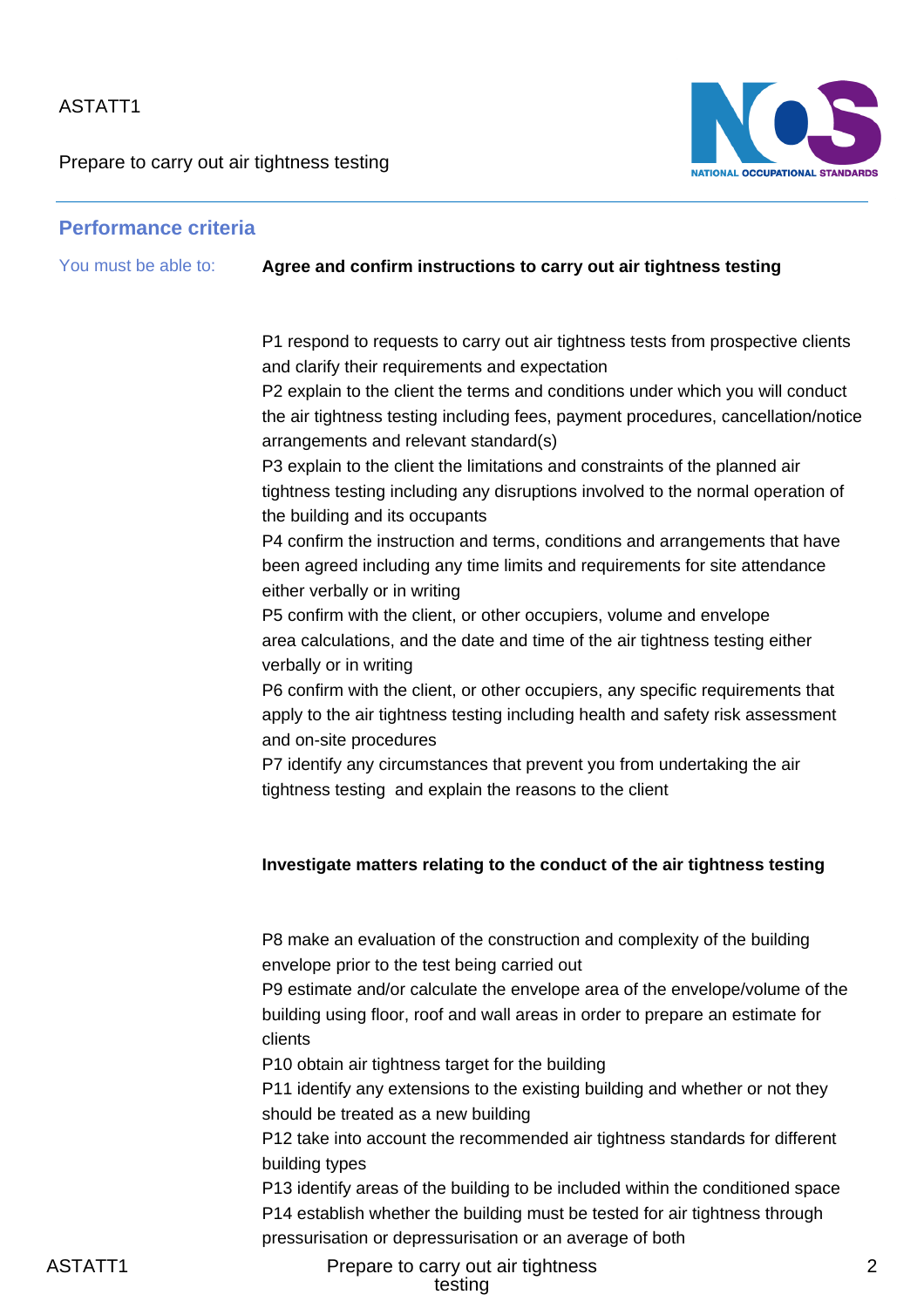## Performance criteria

You must be able to:

**Agree and confirm instructions to carry out air tightness testing**

P1 respond to requests to carry out air tightness tests from prospective clients and clarify their requirements and expectation

P2 explain to the client the terms and conditions under which you will conduct the air tightness testing including fees, payment procedures, cancellation/notice arrangements and relevant standard(s)

P3 explain to the client the limitations and constraints of the planned air tightness testing including any disruptions involved to the normal operation of the building and its occupants

P4 confirm the instruction and terms, conditions and arrangements that have been agreed including any time limits and requirements for site attendance either verbally or in writing

P5 confirm with the client, or other occupiers, volume and envelope area calculations, and the date and time of the air tightness testing either verbally or in writing

P6 confirm with the client, or other occupiers, any specific requirements that apply to the air tightness testing including health and safety risk assessment and on-site procedures

P7 identify any circumstances that prevent you from undertaking the air tightness testing and explain the reasons to the client

**Investigate matters relating to the conduct of the air tightness testing**

P8 make an evaluation of the construction and complexity of the building envelope prior to the test being carried out

P9 estimate and/or calculate the envelope area of the envelope/volume of the building using floor, roof and wall areas in order to prepare an estimate for clients

P10 obtain air tightness target for the building

P11 identify any extensions to the existing building and whether or not they should be treated as a new building

P12 take into account the recommended air tightness standards for different building types

P13 identify areas of the building to be included within the conditioned space

P14 establish whether the building must be tested for air tightness through pressurisation or depressurisation or an average of both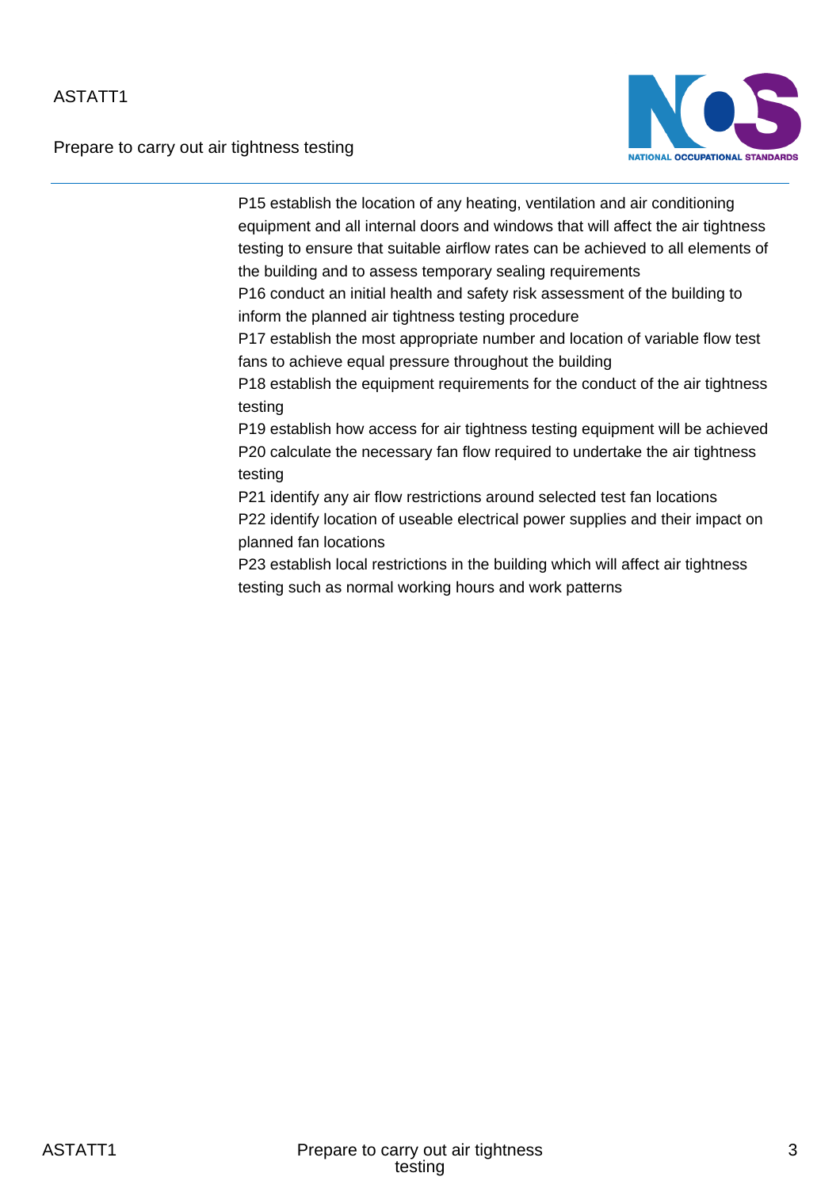P15 establish the location of any heating, ventilation and air conditioning equipment and all internal doors and windows that will affect the air tightness testing to ensure that suitable airflow rates can be achieved to all elements of the building and to assess temporary sealing requirements

P16 conduct an initial health and safety risk assessment of the building to inform the planned air tightness testing procedure

P17 establish the most appropriate number and location of variable flow test fans to achieve equal pressure throughout the building

P18 establish the equipment requirements for the conduct of the air tightness testing

P19 establish how access for air tightness testing equipment will be achieved

P20 calculate the necessary fan flow required to undertake the air tightness testing

P21 identify any air flow restrictions around selected test fan locations

P22 identify location of useable electrical power supplies and their impact on planned fan locations

P23 establish local restrictions in the building which will affect air tightness testing such as normal working hours and work patterns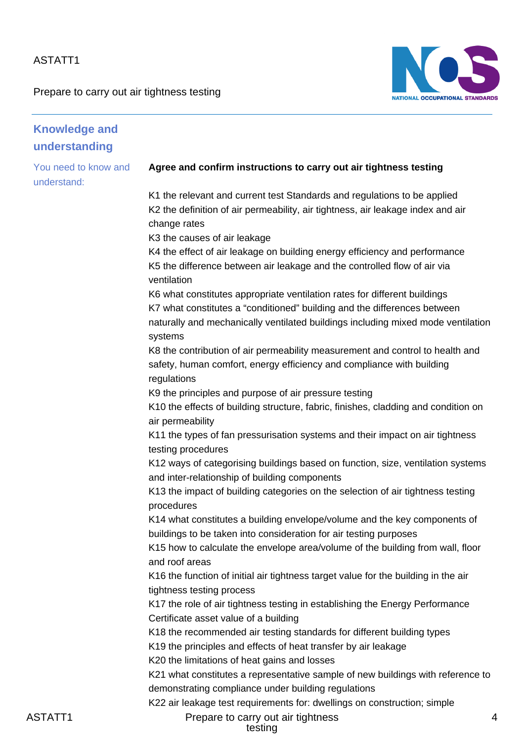## Knowledge and understanding

You need to know and understand:

**Agree and confirm instructions to carry out air tightness testing**

K1 the relevant and current test Standards and regulations to be applied
K2 the definition of air permeability, air tightness, air leakage index and air change rates
K3 the causes of air leakage
K4 the effect of air leakage on building energy efficiency and performance
K5 the difference between air leakage and the controlled flow of air via ventilation
K6 what constitutes appropriate ventilation rates for different buildings
K7 what constitutes a "conditioned" building and the differences between naturally and mechanically ventilated buildings including mixed mode ventilation systems
K8 the contribution of air permeability measurement and control to health and safety, human comfort, energy efficiency and compliance with building regulations
K9 the principles and purpose of air pressure testing
K10 the effects of building structure, fabric, finishes, cladding and condition on air permeability
K11 the types of fan pressurisation systems and their impact on air tightness testing procedures
K12 ways of categorising buildings based on function, size, ventilation systems and inter-relationship of building components
K13 the impact of building categories on the selection of air tightness testing procedures
K14 what constitutes a building envelope/volume and the key components of buildings to be taken into consideration for air testing purposes
K15 how to calculate the envelope area/volume of the building from wall, floor and roof areas
K16 the function of initial air tightness target value for the building in the air tightness testing process
K17 the role of air tightness testing in establishing the Energy Performance Certificate asset value of a building
K18 the recommended air testing standards for different building types
K19 the principles and effects of heat transfer by air leakage
K20 the limitations of heat gains and losses
K21 what constitutes a representative sample of new buildings with reference to demonstrating compliance under building regulations
K22 air leakage test requirements for: dwellings on construction; simple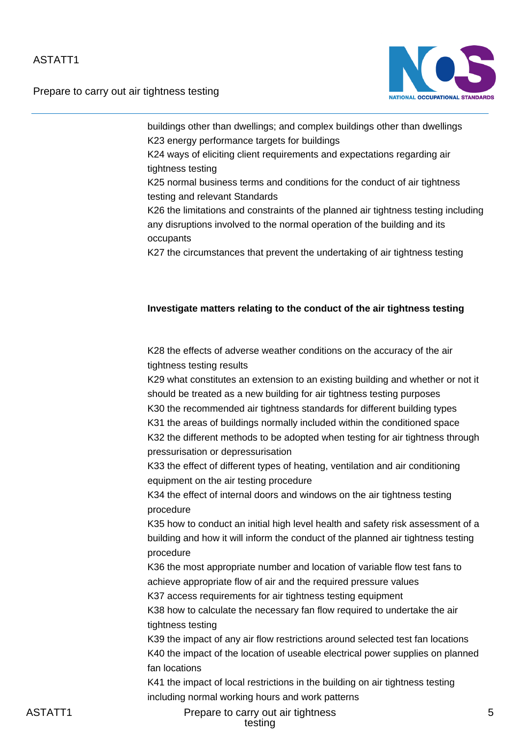buildings other than dwellings; and complex buildings other than dwellings
K23 energy performance targets for buildings
K24 ways of eliciting client requirements and expectations regarding air tightness testing
K25 normal business terms and conditions for the conduct of air tightness testing and relevant Standards
K26 the limitations and constraints of the planned air tightness testing including any disruptions involved to the normal operation of the building and its occupants
K27 the circumstances that prevent the undertaking of air tightness testing

**Investigate matters relating to the conduct of the air tightness testing**

K28 the effects of adverse weather conditions on the accuracy of the air tightness testing results
K29 what constitutes an extension to an existing building and whether or not it should be treated as a new building for air tightness testing purposes
K30 the recommended air tightness standards for different building types
K31 the areas of buildings normally included within the conditioned space
K32 the different methods to be adopted when testing for air tightness through pressurisation or depressurisation
K33 the effect of different types of heating, ventilation and air conditioning equipment on the air testing procedure
K34 the effect of internal doors and windows on the air tightness testing procedure
K35 how to conduct an initial high level health and safety risk assessment of a building and how it will inform the conduct of the planned air tightness testing procedure
K36 the most appropriate number and location of variable flow test fans to achieve appropriate flow of air and the required pressure values
K37 access requirements for air tightness testing equipment
K38 how to calculate the necessary fan flow required to undertake the air tightness testing
K39 the impact of any air flow restrictions around selected test fan locations
K40 the impact of the location of useable electrical power supplies on planned fan locations
K41 the impact of local restrictions in the building on air tightness testing including normal working hours and work patterns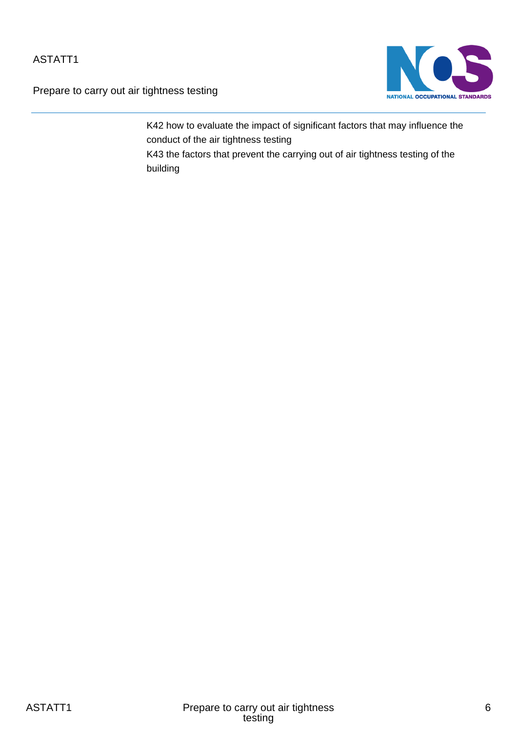K42 how to evaluate the impact of significant factors that may influence the conduct of the air tightness testing

K43 the factors that prevent the carrying out of air tightness testing of the building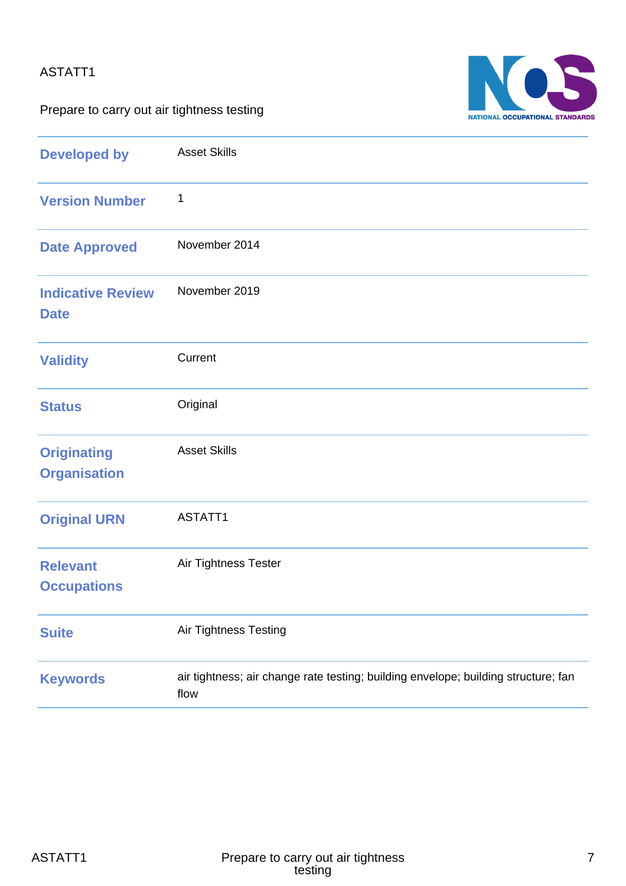ASTATT1

Prepare to carry out air tightness testing

| | |
|---|---|
| **Developed by** | Asset Skills |
| **Version Number** | 1 |
| **Date Approved** | November 2014 |
| **Indicative Review Date** | November 2019 |
| **Validity** | Current |
| **Status** | Original |
| **Originating Organisation** | Asset Skills |
| **Original URN** | ASTATT1 |
| **Relevant Occupations** | Air Tightness Tester |
| **Suite** | Air Tightness Testing |
| **Keywords** | air tightness; air change rate testing; building envelope; building structure; fan flow |